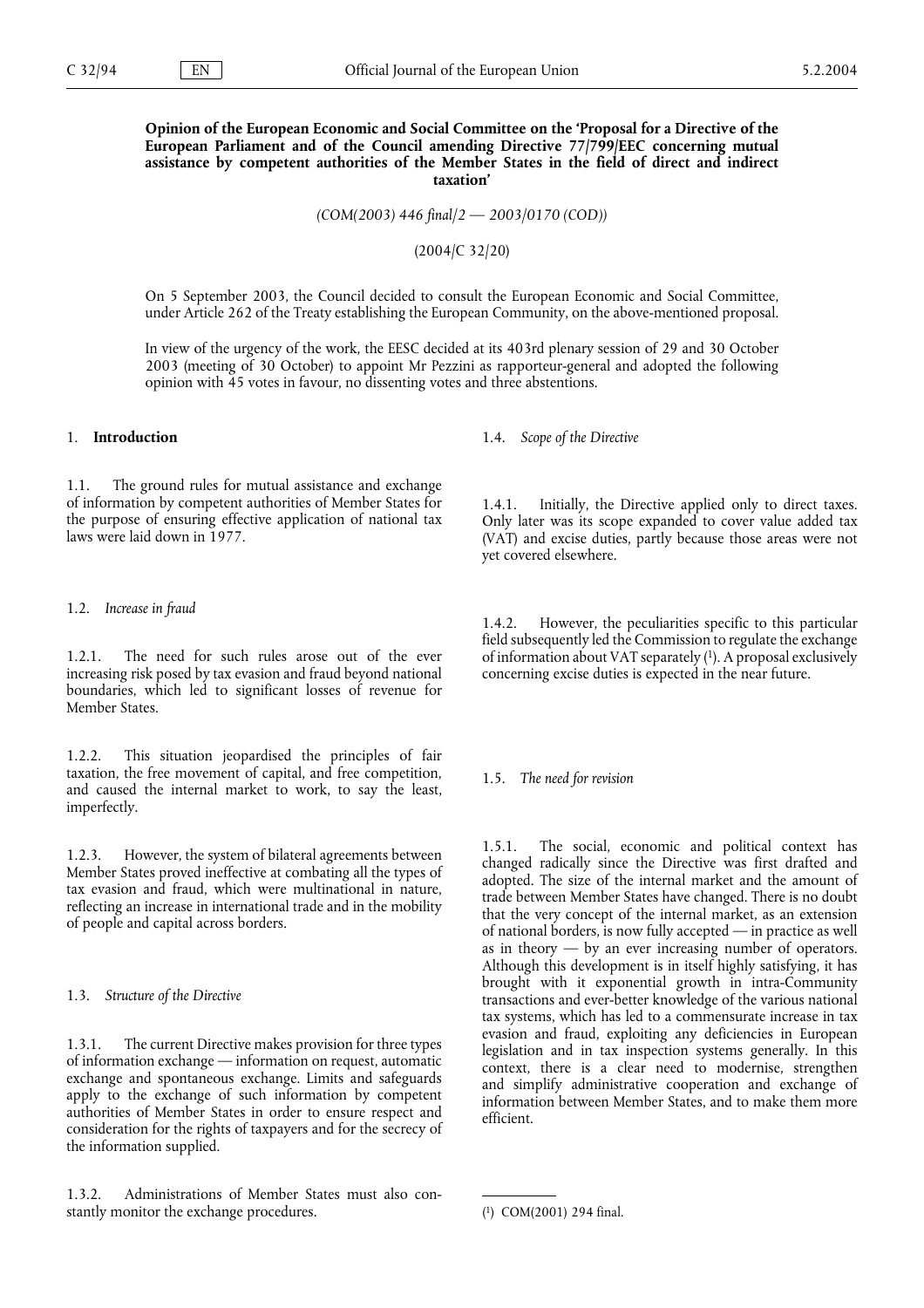**Opinion of the European Economic and Social Committee on the 'Proposal for a Directive of the European Parliament and of the Council amending Directive 77/799/EEC concerning mutual assistance by competent authorities of the Member States in the field of direct and indirect taxation'**

*(COM(2003) 446 final/2 — 2003/0170 (COD))*

(2004/C 32/20)

On 5 September 2003, the Council decided to consult the European Economic and Social Committee, under Article 262 of the Treaty establishing the European Community, on the above-mentioned proposal.

In view of the urgency of the work, the EESC decided at its 403rd plenary session of 29 and 30 October 2003 (meeting of 30 October) to appoint Mr Pezzini as rapporteur-general and adopted the following opinion with 45 votes in favour, no dissenting votes and three abstentions.

## 1. **Introduction**

1.1. The ground rules for mutual assistance and exchange of information by competent authorities of Member States for the purpose of ensuring effective application of national tax laws were laid down in 1977.

### 1.2. *Increase in fraud*

1.2.1. The need for such rules arose out of the ever increasing risk posed by tax evasion and fraud beyond national boundaries, which led to significant losses of revenue for Member States.

1.2.2. This situation jeopardised the principles of fair taxation, the free movement of capital, and free competition, and caused the internal market to work, to say the least, imperfectly.

1.2.3. However, the system of bilateral agreements between Member States proved ineffective at combating all the types of tax evasion and fraud, which were multinational in nature, reflecting an increase in international trade and in the mobility of people and capital across borders.

### 1.3. *Structure of the Directive*

1.3.1. The current Directive makes provision for three types of information exchange — information on request, automatic exchange and spontaneous exchange. Limits and safeguards apply to the exchange of such information by competent authorities of Member States in order to ensure respect and consideration for the rights of taxpayers and for the secrecy of the information supplied.

1.3.2. Administrations of Member States must also constantly monitor the exchange procedures.

### 1.4. *Scope of the Directive*

1.4.1. Initially, the Directive applied only to direct taxes. Only later was its scope expanded to cover value added tax (VAT) and excise duties, partly because those areas were not yet covered elsewhere.

1.4.2. However, the peculiarities specific to this particular field subsequently led the Commission to regulate the exchange of information about VAT separately [1]. A proposal exclusively concerning excise duties is expected in the near future.

### 1.5. *The need for revision*

1.5.1. The social, economic and political context has changed radically since the Directive was first drafted and adopted. The size of the internal market and the amount of trade between Member States have changed. There is no doubt that the very concept of the internal market, as an extension of national borders, is now fully accepted — in practice as well as in theory — by an ever increasing number of operators. Although this development is in itself highly satisfying, it has brought with it exponential growth in intra-Community transactions and ever-better knowledge of the various national tax systems, which has led to a commensurate increase in tax evasion and fraud, exploiting any deficiencies in European legislation and in tax inspection systems generally. In this context, there is a clear need to modernise, strengthen and simplify administrative cooperation and exchange of information between Member States, and to make them more efficient.

---

[1] COM(2001) 294 final.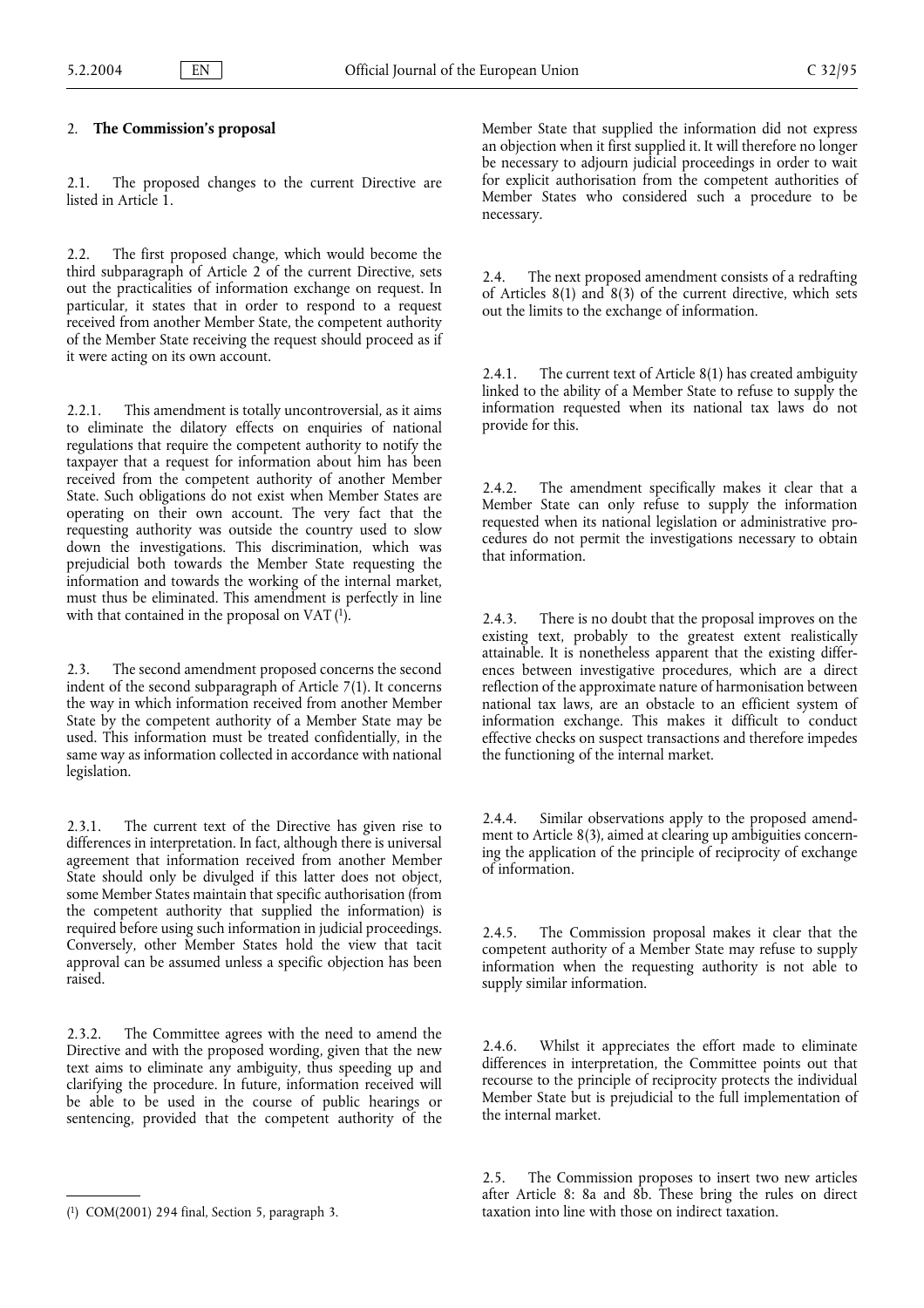## 2. **The Commission's proposal**

2.1. The proposed changes to the current Directive are listed in Article 1.

2.2. The first proposed change, which would become the third subparagraph of Article 2 of the current Directive, sets out the practicalities of information exchange on request. In particular, it states that in order to respond to a request received from another Member State, the competent authority of the Member State receiving the request should proceed as if it were acting on its own account.

2.2.1. This amendment is totally uncontroversial, as it aims to eliminate the dilatory effects on enquiries of national regulations that require the competent authority to notify the taxpayer that a request for information about him has been received from the competent authority of another Member State. Such obligations do not exist when Member States are operating on their own account. The very fact that the requesting authority was outside the country used to slow down the investigations. This discrimination, which was prejudicial both towards the Member State requesting the information and towards the working of the internal market, must thus be eliminated. This amendment is perfectly in line with that contained in the proposal on VAT [1].

2.3. The second amendment proposed concerns the second indent of the second subparagraph of Article 7(1). It concerns the way in which information received from another Member State by the competent authority of a Member State may be used. This information must be treated confidentially, in the same way as information collected in accordance with national legislation.

2.3.1. The current text of the Directive has given rise to differences in interpretation. In fact, although there is universal agreement that information received from another Member State should only be divulged if this latter does not object, some Member States maintain that specific authorisation (from the competent authority that supplied the information) is required before using such information in judicial proceedings. Conversely, other Member States hold the view that tacit approval can be assumed unless a specific objection has been raised.

2.3.2. The Committee agrees with the need to amend the Directive and with the proposed wording, given that the new text aims to eliminate any ambiguity, thus speeding up and clarifying the procedure. In future, information received will be able to be used in the course of public hearings or sentencing, provided that the competent authority of the Member State that supplied the information did not express an objection when it first supplied it. It will therefore no longer be necessary to adjourn judicial proceedings in order to wait for explicit authorisation from the competent authorities of Member States who considered such a procedure to be necessary.

2.4. The next proposed amendment consists of a redrafting of Articles 8(1) and 8(3) of the current directive, which sets out the limits to the exchange of information.

2.4.1. The current text of Article 8(1) has created ambiguity linked to the ability of a Member State to refuse to supply the information requested when its national tax laws do not provide for this.

2.4.2. The amendment specifically makes it clear that a Member State can only refuse to supply the information requested when its national legislation or administrative procedures do not permit the investigations necessary to obtain that information.

2.4.3. There is no doubt that the proposal improves on the existing text, probably to the greatest extent realistically attainable. It is nonetheless apparent that the existing differences between investigative procedures, which are a direct reflection of the approximate nature of harmonisation between national tax laws, are an obstacle to an efficient system of information exchange. This makes it difficult to conduct effective checks on suspect transactions and therefore impedes the functioning of the internal market.

2.4.4. Similar observations apply to the proposed amendment to Article 8(3), aimed at clearing up ambiguities concerning the application of the principle of reciprocity of exchange of information.

2.4.5. The Commission proposal makes it clear that the competent authority of a Member State may refuse to supply information when the requesting authority is not able to supply similar information.

2.4.6. Whilst it appreciates the effort made to eliminate differences in interpretation, the Committee points out that recourse to the principle of reciprocity protects the individual Member State but is prejudicial to the full implementation of the internal market.

2.5. The Commission proposes to insert two new articles after Article 8: 8a and 8b. These bring the rules on direct taxation into line with those on indirect taxation.

---

[1] COM(2001) 294 final, Section 5, paragraph 3.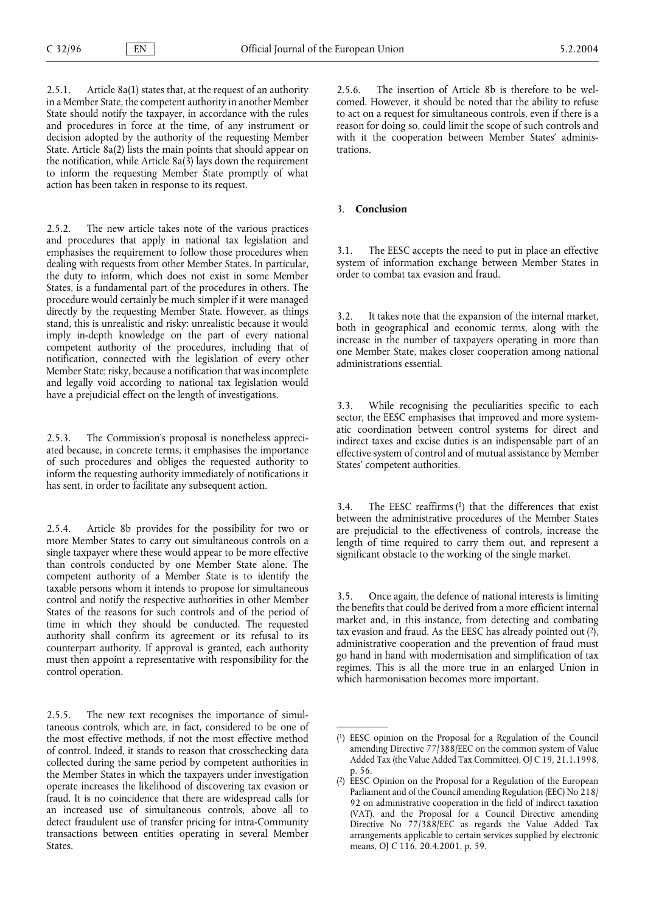2.5.1. Article 8a(1) states that, at the request of an authority in a Member State, the competent authority in another Member State should notify the taxpayer, in accordance with the rules and procedures in force at the time, of any instrument or decision adopted by the authority of the requesting Member State. Article 8a(2) lists the main points that should appear on the notification, while Article 8a(3) lays down the requirement to inform the requesting Member State promptly of what action has been taken in response to its request.

2.5.2. The new article takes note of the various practices and procedures that apply in national tax legislation and emphasises the requirement to follow those procedures when dealing with requests from other Member States. In particular, the duty to inform, which does not exist in some Member States, is a fundamental part of the procedures in others. The procedure would certainly be much simpler if it were managed directly by the requesting Member State. However, as things stand, this is unrealistic and risky: unrealistic because it would imply in-depth knowledge on the part of every national competent authority of the procedures, including that of notification, connected with the legislation of every other Member State; risky, because a notification that was incomplete and legally void according to national tax legislation would have a prejudicial effect on the length of investigations.

2.5.3. The Commission's proposal is nonetheless appreciated because, in concrete terms, it emphasises the importance of such procedures and obliges the requested authority to inform the requesting authority immediately of notifications it has sent, in order to facilitate any subsequent action.

2.5.4. Article 8b provides for the possibility for two or more Member States to carry out simultaneous controls on a single taxpayer where these would appear to be more effective than controls conducted by one Member State alone. The competent authority of a Member State is to identify the taxable persons whom it intends to propose for simultaneous control and notify the respective authorities in other Member States of the reasons for such controls and of the period of time in which they should be conducted. The requested authority shall confirm its agreement or its refusal to its counterpart authority. If approval is granted, each authority must then appoint a representative with responsibility for the control operation.

2.5.5. The new text recognises the importance of simultaneous controls, which are, in fact, considered to be one of the most effective methods, if not the most effective method of control. Indeed, it stands to reason that crosschecking data collected during the same period by competent authorities in the Member States in which the taxpayers under investigation operate increases the likelihood of discovering tax evasion or fraud. It is no coincidence that there are widespread calls for an increased use of simultaneous controls, above all to detect fraudulent use of transfer pricing for intra-Community transactions between entities operating in several Member States.

2.5.6. The insertion of Article 8b is therefore to be welcomed. However, it should be noted that the ability to refuse to act on a request for simultaneous controls, even if there is a reason for doing so, could limit the scope of such controls and with it the cooperation between Member States' administrations.

## 3. **Conclusion**

3.1. The EESC accepts the need to put in place an effective system of information exchange between Member States in order to combat tax evasion and fraud.

3.2. It takes note that the expansion of the internal market, both in geographical and economic terms, along with the increase in the number of taxpayers operating in more than one Member State, makes closer cooperation among national administrations essential.

3.3. While recognising the peculiarities specific to each sector, the EESC emphasises that improved and more systematic coordination between control systems for direct and indirect taxes and excise duties is an indispensable part of an effective system of control and of mutual assistance by Member States' competent authorities.

3.4. The EESC reaffirms [1] that the differences that exist between the administrative procedures of the Member States are prejudicial to the effectiveness of controls, increase the length of time required to carry them out, and represent a significant obstacle to the working of the single market.

3.5. Once again, the defence of national interests is limiting the benefits that could be derived from a more efficient internal market and, in this instance, from detecting and combating tax evasion and fraud. As the EESC has already pointed out [2], administrative cooperation and the prevention of fraud must go hand in hand with modernisation and simplification of tax regimes. This is all the more true in an enlarged Union in which harmonisation becomes more important.

---

(1) EESC opinion on the Proposal for a Regulation of the Council amending Directive 77/388/EEC on the common system of Value Added Tax (the Value Added Tax Committee), OJ C 19, 21.1.1998, p. 56.

(2) EESC Opinion on the Proposal for a Regulation of the European Parliament and of the Council amending Regulation (EEC) No 218/92 on administrative cooperation in the field of indirect taxation (VAT), and the Proposal for a Council Directive amending Directive No 77/388/EEC as regards the Value Added Tax arrangements applicable to certain services supplied by electronic means, OJ C 116, 20.4.2001, p. 59.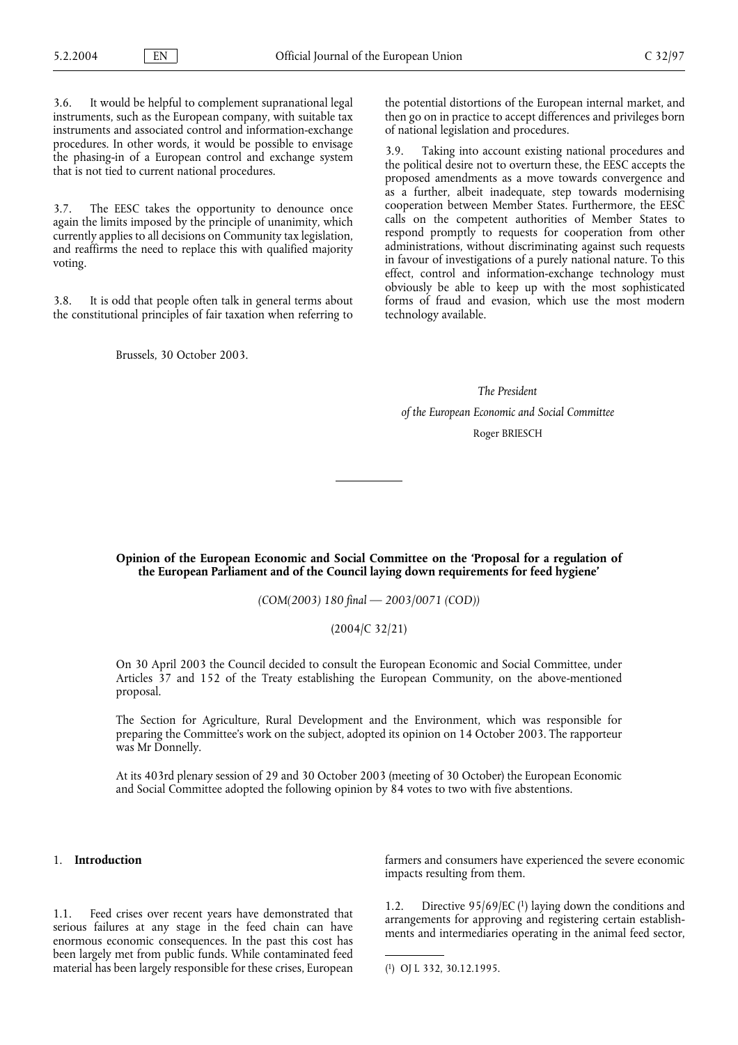3.6. It would be helpful to complement supranational legal instruments, such as the European company, with suitable tax instruments and associated control and information-exchange procedures. In other words, it would be possible to envisage the phasing-in of a European control and exchange system that is not tied to current national procedures.

3.7. The EESC takes the opportunity to denounce once again the limits imposed by the principle of unanimity, which currently applies to all decisions on Community tax legislation, and reaffirms the need to replace this with qualified majority voting.

3.8. It is odd that people often talk in general terms about the constitutional principles of fair taxation when referring to the potential distortions of the European internal market, and then go on in practice to accept differences and privileges born of national legislation and procedures.

3.9. Taking into account existing national procedures and the political desire not to overturn these, the EESC accepts the proposed amendments as a move towards convergence and as a further, albeit inadequate, step towards modernising cooperation between Member States. Furthermore, the EESC calls on the competent authorities of Member States to respond promptly to requests for cooperation from other administrations, without discriminating against such requests in favour of investigations of a purely national nature. To this effect, control and information-exchange technology must obviously be able to keep up with the most sophisticated forms of fraud and evasion, which use the most modern technology available.

Brussels, 30 October 2003.

*The President*

*of the European Economic and Social Committee*

Roger BRIESCH

---

**Opinion of the European Economic and Social Committee on the 'Proposal for a regulation of the European Parliament and of the Council laying down requirements for feed hygiene'**

*(COM(2003) 180 final — 2003/0071 (COD))*

(2004/C 32/21)

On 30 April 2003 the Council decided to consult the European Economic and Social Committee, under Articles 37 and 152 of the Treaty establishing the European Community, on the above-mentioned proposal.

The Section for Agriculture, Rural Development and the Environment, which was responsible for preparing the Committee's work on the subject, adopted its opinion on 14 October 2003. The rapporteur was Mr Donnelly.

At its 403rd plenary session of 29 and 30 October 2003 (meeting of 30 October) the European Economic and Social Committee adopted the following opinion by 84 votes to two with five abstentions.

## 1. **Introduction**

1.1. Feed crises over recent years have demonstrated that serious failures at any stage in the feed chain can have enormous economic consequences. In the past this cost has been largely met from public funds. While contaminated feed material has been largely responsible for these crises, European farmers and consumers have experienced the severe economic impacts resulting from them.

1.2. Directive 95/69/EC [1] laying down the conditions and arrangements for approving and registering certain establishments and intermediaries operating in the animal feed sector,

[1] OJ L 332, 30.12.1995.